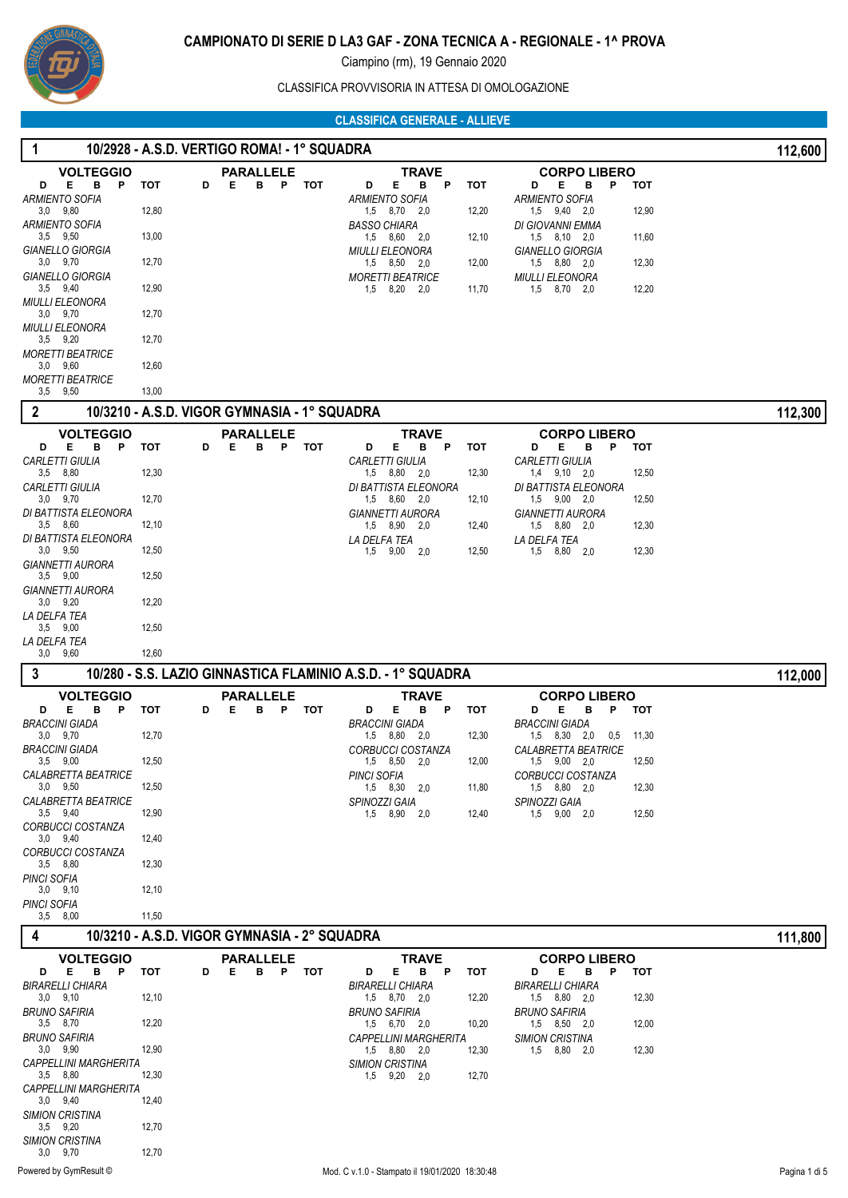# CAMPIONATO DI SERIE D LA3 GAF - ZONA TECNICA A - REGIONALE - 1^ PROVA

Ciampino (rm), 19 Gennaio 2020

CLASSIFICA PROVVISORIA IN ATTESA DI OMOLOGAZIONE

## CLASSIFICA GENERALE - ALLIEVE

### 1 10/2928 - A.S.D. VERTIGO ROMA! - 1° SQUADRA — 112,600

**VOLTEGGIO**

| Ginnasta | D | E | B | P | TOT |
|---|---|---|---|---|---|
| ARMIENTO SOFIA | 3,0 | 9,80 | | | 12,80 |
| ARMIENTO SOFIA | 3,5 | 9,50 | | | 13,00 |
| GIANELLO GIORGIA | 3,0 | 9,70 | | | 12,70 |
| GIANELLO GIORGIA | 3,5 | 9,40 | | | 12,90 |
| MIULLI ELEONORA | 3,0 | 9,70 | | | 12,70 |
| MIULLI ELEONORA | 3,5 | 9,20 | | | 12,70 |
| MORETTI BEATRICE | 3,0 | 9,60 | | | 12,60 |
| MORETTI BEATRICE | 3,5 | 9,50 | | | 13,00 |

**PARALLELE**

| D | E | B | P | TOT |
|---|---|---|---|---|

**TRAVE**

| Ginnasta | D | E | B | P | TOT |
|---|---|---|---|---|---|
| ARMIENTO SOFIA | 1,5 | 8,70 | 2,0 | | 12,20 |
| BASSO CHIARA | 1,5 | 8,60 | 2,0 | | 12,10 |
| MIULLI ELEONORA | 1,5 | 8,50 | 2,0 | | 12,00 |
| MORETTI BEATRICE | 1,5 | 8,20 | 2,0 | | 11,70 |

**CORPO LIBERO**

| Ginnasta | D | E | B | P | TOT |
|---|---|---|---|---|---|
| ARMIENTO SOFIA | 1,5 | 9,40 | 2,0 | | 12,90 |
| DI GIOVANNI EMMA | 1,5 | 8,10 | 2,0 | | 11,60 |
| GIANELLO GIORGIA | 1,5 | 8,80 | 2,0 | | 12,30 |
| MIULLI ELEONORA | 1,5 | 8,70 | 2,0 | | 12,20 |

### 2 10/3210 - A.S.D. VIGOR GYMNASIA - 1° SQUADRA — 112,300

**VOLTEGGIO**

| Ginnasta | D | E | B | P | TOT |
|---|---|---|---|---|---|
| CARLETTI GIULIA | 3,5 | 8,80 | | | 12,30 |
| CARLETTI GIULIA | 3,0 | 9,70 | | | 12,70 |
| DI BATTISTA ELEONORA | 3,5 | 8,60 | | | 12,10 |
| DI BATTISTA ELEONORA | 3,0 | 9,50 | | | 12,50 |
| GIANNETTI AURORA | 3,5 | 9,00 | | | 12,50 |
| GIANNETTI AURORA | 3,0 | 9,20 | | | 12,20 |
| LA DELFA TEA | 3,5 | 9,00 | | | 12,50 |
| LA DELFA TEA | 3,0 | 9,60 | | | 12,60 |

**PARALLELE**

| D | E | B | P | TOT |
|---|---|---|---|---|

**TRAVE**

| Ginnasta | D | E | B | P | TOT |
|---|---|---|---|---|---|
| CARLETTI GIULIA | 1,5 | 8,80 | 2,0 | | 12,30 |
| DI BATTISTA ELEONORA | 1,5 | 8,60 | 2,0 | | 12,10 |
| GIANNETTI AURORA | 1,5 | 8,90 | 2,0 | | 12,40 |
| LA DELFA TEA | 1,5 | 9,00 | 2,0 | | 12,50 |

**CORPO LIBERO**

| Ginnasta | D | E | B | P | TOT |
|---|---|---|---|---|---|
| CARLETTI GIULIA | 1,4 | 9,10 | 2,0 | | 12,50 |
| DI BATTISTA ELEONORA | 1,5 | 9,00 | 2,0 | | 12,50 |
| GIANNETTI AURORA | 1,5 | 8,80 | 2,0 | | 12,30 |
| LA DELFA TEA | 1,5 | 8,80 | 2,0 | | 12,30 |

### 3 10/280 - S.S. LAZIO GINNASTICA FLAMINIO A.S.D. - 1° SQUADRA — 112,000

**VOLTEGGIO**

| Ginnasta | D | E | B | P | TOT |
|---|---|---|---|---|---|
| BRACCINI GIADA | 3,0 | 9,70 | | | 12,70 |
| BRACCINI GIADA | 3,5 | 9,00 | | | 12,50 |
| CALABRETTA BEATRICE | 3,0 | 9,50 | | | 12,50 |
| CALABRETTA BEATRICE | 3,5 | 9,40 | | | 12,90 |
| CORBUCCI COSTANZA | 3,0 | 9,40 | | | 12,40 |
| CORBUCCI COSTANZA | 3,5 | 8,80 | | | 12,30 |
| PINCI SOFIA | 3,0 | 9,10 | | | 12,10 |
| PINCI SOFIA | 3,5 | 8,00 | | | 11,50 |

**PARALLELE**

| D | E | B | P | TOT |
|---|---|---|---|---|

**TRAVE**

| Ginnasta | D | E | B | P | TOT |
|---|---|---|---|---|---|
| BRACCINI GIADA | 1,5 | 8,80 | 2,0 | | 12,30 |
| CORBUCCI COSTANZA | 1,5 | 8,50 | 2,0 | | 12,00 |
| PINCI SOFIA | 1,5 | 8,30 | 2,0 | | 11,80 |
| SPINOZZI GAIA | 1,5 | 8,90 | 2,0 | | 12,40 |

**CORPO LIBERO**

| Ginnasta | D | E | B | P | TOT |
|---|---|---|---|---|---|
| BRACCINI GIADA | 1,5 | 8,30 | 2,0 | 0,5 | 11,30 |
| CALABRETTA BEATRICE | 1,5 | 9,00 | 2,0 | | 12,50 |
| CORBUCCI COSTANZA | 1,5 | 8,80 | 2,0 | | 12,30 |
| SPINOZZI GAIA | 1,5 | 9,00 | 2,0 | | 12,50 |

### 4 10/3210 - A.S.D. VIGOR GYMNASIA - 2° SQUADRA — 111,800

**VOLTEGGIO**

| Ginnasta | D | E | B | P | TOT |
|---|---|---|---|---|---|
| BIRARELLI CHIARA | 3,0 | 9,10 | | | 12,10 |
| BRUNO SAFIRIA | 3,5 | 8,70 | | | 12,20 |
| BRUNO SAFIRIA | 3,0 | 9,90 | | | 12,90 |
| CAPPELLINI MARGHERITA | 3,5 | 8,80 | | | 12,30 |
| CAPPELLINI MARGHERITA | 3,0 | 9,40 | | | 12,40 |
| SIMION CRISTINA | 3,5 | 9,20 | | | 12,70 |
| SIMION CRISTINA | 3,0 | 9,70 | | | 12,70 |

**PARALLELE**

| D | E | B | P | TOT |
|---|---|---|---|---|

**TRAVE**

| Ginnasta | D | E | B | P | TOT |
|---|---|---|---|---|---|
| BIRARELLI CHIARA | 1,5 | 8,70 | 2,0 | | 12,20 |
| BRUNO SAFIRIA | 1,5 | 6,70 | 2,0 | | 10,20 |
| CAPPELLINI MARGHERITA | 1,5 | 8,80 | 2,0 | | 12,30 |
| SIMION CRISTINA | 1,5 | 9,20 | 2,0 | | 12,70 |

**CORPO LIBERO**

| Ginnasta | D | E | B | P | TOT |
|---|---|---|---|---|---|
| BIRARELLI CHIARA | 1,5 | 8,80 | 2,0 | | 12,30 |
| BRUNO SAFIRIA | 1,5 | 8,50 | 2,0 | | 12,00 |
| SIMION CRISTINA | 1,5 | 8,80 | 2,0 | | 12,30 |

Powered by GymResult © — Mod. C v.1.0 - Stampato il 19/01/2020 18:30:48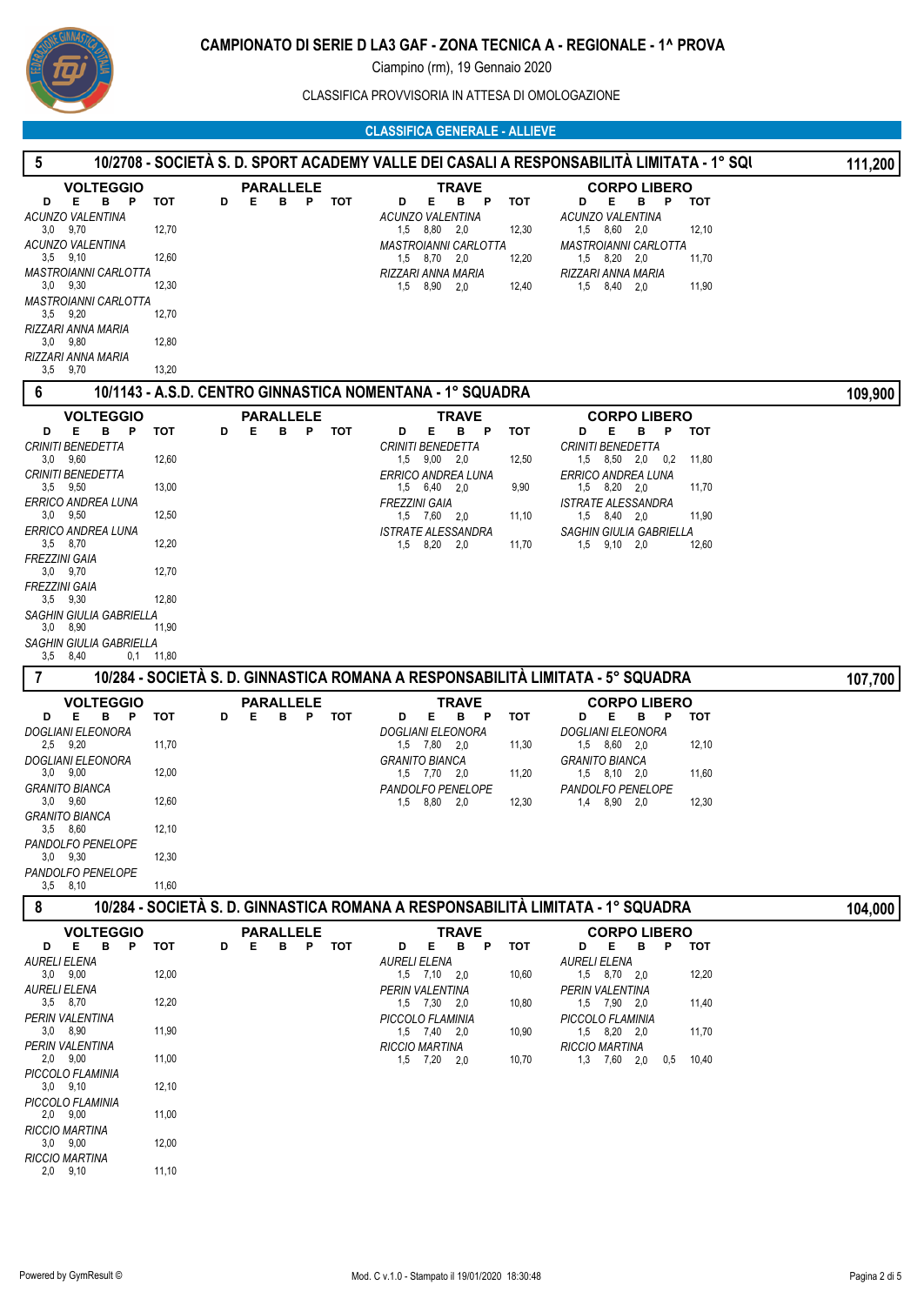# CAMPIONATO DI SERIE D LA3 GAF - ZONA TECNICA A - REGIONALE - 1^ PROVA

Ciampino (rm), 19 Gennaio 2020

CLASSIFICA PROVVISORIA IN ATTESA DI OMOLOGAZIONE

## CLASSIFICA GENERALE - ALLIEVE

### 5 — 10/2708 - SOCIETÀ S. D. SPORT ACADEMY VALLE DEI CASALI A RESPONSABILITÀ LIMITATA - 1° SQU — 111,200

**VOLTEGGIO**

| Atleta | D | E | B | P | TOT |
|---|---|---|---|---|---|
| ACUNZO VALENTINA | 3,0 | 9,70 | | | 12,70 |
| ACUNZO VALENTINA | 3,5 | 9,10 | | | 12,60 |
| MASTROIANNI CARLOTTA | 3,0 | 9,30 | | | 12,30 |
| MASTROIANNI CARLOTTA | 3,5 | 9,20 | | | 12,70 |
| RIZZARI ANNA MARIA | 3,0 | 9,80 | | | 12,80 |
| RIZZARI ANNA MARIA | 3,5 | 9,70 | | | 13,20 |

**PARALLELE**

| Atleta | D | E | B | P | TOT |
|---|---|---|---|---|---|

**TRAVE**

| Atleta | D | E | B | P | TOT |
|---|---|---|---|---|---|
| ACUNZO VALENTINA | 1,5 | 8,80 | 2,0 | | 12,30 |
| MASTROIANNI CARLOTTA | 1,5 | 8,70 | 2,0 | | 12,20 |
| RIZZARI ANNA MARIA | 1,5 | 8,90 | 2,0 | | 12,40 |

**CORPO LIBERO**

| Atleta | D | E | B | P | TOT |
|---|---|---|---|---|---|
| ACUNZO VALENTINA | 1,5 | 8,60 | 2,0 | | 12,10 |
| MASTROIANNI CARLOTTA | 1,5 | 8,20 | 2,0 | | 11,70 |
| RIZZARI ANNA MARIA | 1,5 | 8,40 | 2,0 | | 11,90 |

### 6 — 10/1143 - A.S.D. CENTRO GINNASTICA NOMENTANA - 1° SQUADRA — 109,900

**VOLTEGGIO**

| Atleta | D | E | B | P | TOT |
|---|---|---|---|---|---|
| CRINITI BENEDETTA | 3,0 | 9,60 | | | 12,60 |
| CRINITI BENEDETTA | 3,5 | 9,50 | | | 13,00 |
| ERRICO ANDREA LUNA | 3,0 | 9,50 | | | 12,50 |
| ERRICO ANDREA LUNA | 3,5 | 8,70 | | | 12,20 |
| FREZZINI GAIA | 3,0 | 9,70 | | | 12,70 |
| FREZZINI GAIA | 3,5 | 9,30 | | | 12,80 |
| SAGHIN GIULIA GABRIELLA | 3,0 | 8,90 | | | 11,90 |
| SAGHIN GIULIA GABRIELLA | 3,5 | 8,40 | | 0,1 | 11,80 |

**PARALLELE**

| Atleta | D | E | B | P | TOT |
|---|---|---|---|---|---|

**TRAVE**

| Atleta | D | E | B | P | TOT |
|---|---|---|---|---|---|
| CRINITI BENEDETTA | 1,5 | 9,00 | 2,0 | | 12,50 |
| ERRICO ANDREA LUNA | 1,5 | 6,40 | 2,0 | | 9,90 |
| FREZZINI GAIA | 1,5 | 7,60 | 2,0 | | 11,10 |
| ISTRATE ALESSANDRA | 1,5 | 8,20 | 2,0 | | 11,70 |

**CORPO LIBERO**

| Atleta | D | E | B | P | TOT |
|---|---|---|---|---|---|
| CRINITI BENEDETTA | 1,5 | 8,50 | 2,0 | 0,2 | 11,80 |
| ERRICO ANDREA LUNA | 1,5 | 8,20 | 2,0 | | 11,70 |
| ISTRATE ALESSANDRA | 1,5 | 8,40 | 2,0 | | 11,90 |
| SAGHIN GIULIA GABRIELLA | 1,5 | 9,10 | 2,0 | | 12,60 |

### 7 — 10/284 - SOCIETÀ S. D. GINNASTICA ROMANA A RESPONSABILITÀ LIMITATA - 5° SQUADRA — 107,700

**VOLTEGGIO**

| Atleta | D | E | B | P | TOT |
|---|---|---|---|---|---|
| DOGLIANI ELEONORA | 2,5 | 9,20 | | | 11,70 |
| DOGLIANI ELEONORA | 3,0 | 9,00 | | | 12,00 |
| GRANITO BIANCA | 3,0 | 9,60 | | | 12,60 |
| GRANITO BIANCA | 3,5 | 8,60 | | | 12,10 |
| PANDOLFO PENELOPE | 3,0 | 9,30 | | | 12,30 |
| PANDOLFO PENELOPE | 3,5 | 8,10 | | | 11,60 |

**PARALLELE**

| Atleta | D | E | B | P | TOT |
|---|---|---|---|---|---|

**TRAVE**

| Atleta | D | E | B | P | TOT |
|---|---|---|---|---|---|
| DOGLIANI ELEONORA | 1,5 | 7,80 | 2,0 | | 11,30 |
| GRANITO BIANCA | 1,5 | 7,70 | 2,0 | | 11,20 |
| PANDOLFO PENELOPE | 1,5 | 8,80 | 2,0 | | 12,30 |

**CORPO LIBERO**

| Atleta | D | E | B | P | TOT |
|---|---|---|---|---|---|
| DOGLIANI ELEONORA | 1,5 | 8,60 | 2,0 | | 12,10 |
| GRANITO BIANCA | 1,5 | 8,10 | 2,0 | | 11,60 |
| PANDOLFO PENELOPE | 1,4 | 8,90 | 2,0 | | 12,30 |

### 8 — 10/284 - SOCIETÀ S. D. GINNASTICA ROMANA A RESPONSABILITÀ LIMITATA - 1° SQUADRA — 104,000

**VOLTEGGIO**

| Atleta | D | E | B | P | TOT |
|---|---|---|---|---|---|
| AURELI ELENA | 3,0 | 9,00 | | | 12,00 |
| AURELI ELENA | 3,5 | 8,70 | | | 12,20 |
| PERIN VALENTINA | 3,0 | 8,90 | | | 11,90 |
| PERIN VALENTINA | 2,0 | 9,00 | | | 11,00 |
| PICCOLO FLAMINIA | 3,0 | 9,10 | | | 12,10 |
| PICCOLO FLAMINIA | 2,0 | 9,00 | | | 11,00 |
| RICCIO MARTINA | 3,0 | 9,00 | | | 12,00 |
| RICCIO MARTINA | 2,0 | 9,10 | | | 11,10 |

**PARALLELE**

| Atleta | D | E | B | P | TOT |
|---|---|---|---|---|---|

**TRAVE**

| Atleta | D | E | B | P | TOT |
|---|---|---|---|---|---|
| AURELI ELENA | 1,5 | 7,10 | 2,0 | | 10,60 |
| PERIN VALENTINA | 1,5 | 7,30 | 2,0 | | 10,80 |
| PICCOLO FLAMINIA | 1,5 | 7,40 | 2,0 | | 10,90 |
| RICCIO MARTINA | 1,5 | 7,20 | 2,0 | | 10,70 |

**CORPO LIBERO**

| Atleta | D | E | B | P | TOT |
|---|---|---|---|---|---|
| AURELI ELENA | 1,5 | 8,70 | 2,0 | | 12,20 |
| PERIN VALENTINA | 1,5 | 7,90 | 2,0 | | 11,40 |
| PICCOLO FLAMINIA | 1,5 | 8,20 | 2,0 | | 11,70 |
| RICCIO MARTINA | 1,3 | 7,60 | 2,0 | 0,5 | 10,40 |

Powered by GymResult © — Mod. C v.1.0 - Stampato il 19/01/2020 18:30:48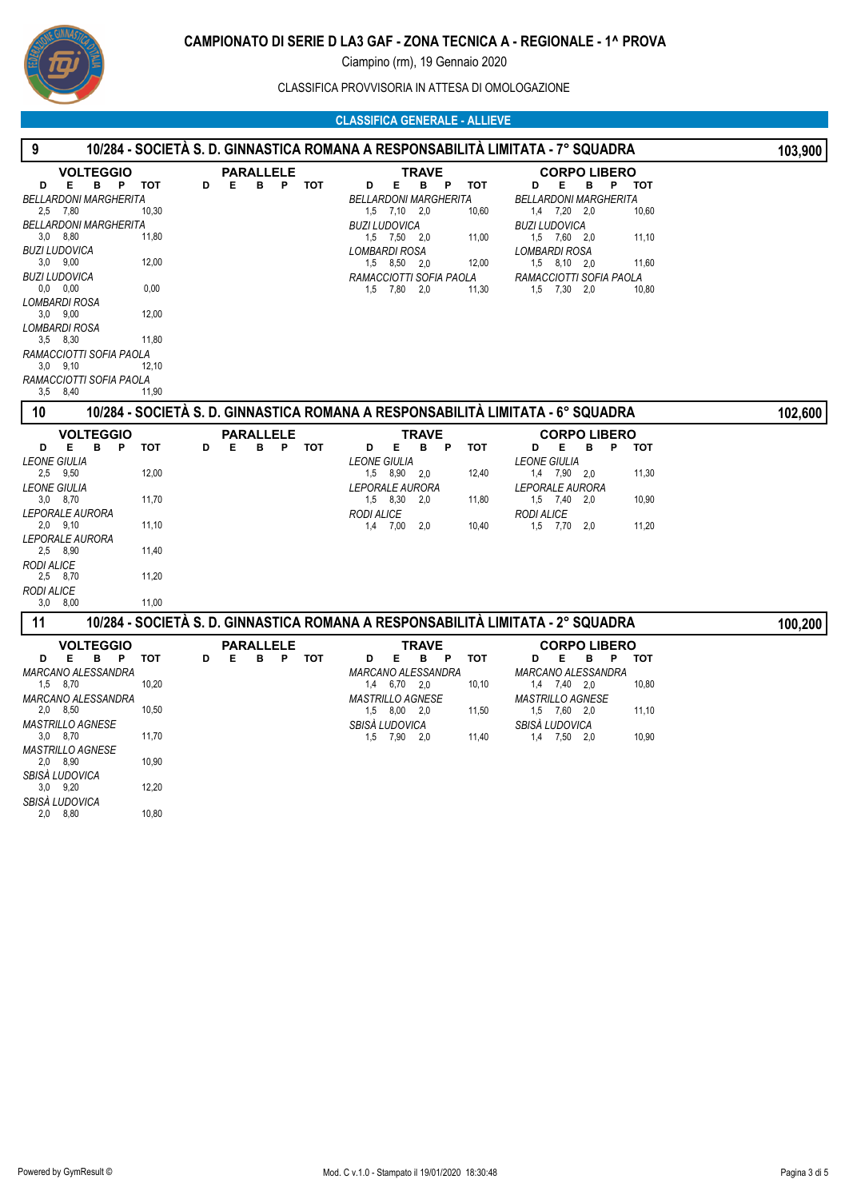# CAMPIONATO DI SERIE D LA3 GAF - ZONA TECNICA A - REGIONALE - 1^ PROVA

Ciampino (rm), 19 Gennaio 2020

CLASSIFICA PROVVISORIA IN ATTESA DI OMOLOGAZIONE

## CLASSIFICA GENERALE - ALLIEVE

### 9 — 10/284 - SOCIETÀ S. D. GINNASTICA ROMANA A RESPONSABILITÀ LIMITATA - 7° SQUADRA — 103,900

**VOLTEGGIO**

| Ginnasta | D | E | B | P | TOT |
|---|---|---|---|---|---|
| *BELLARDONI MARGHERITA* | 2,5 | 7,80 | | | 10,30 |
| *BELLARDONI MARGHERITA* | 3,0 | 8,80 | | | 11,80 |
| *BUZI LUDOVICA* | 3,0 | 9,00 | | | 12,00 |
| *BUZI LUDOVICA* | 0,0 | 0,00 | | | 0,00 |
| *LOMBARDI ROSA* | 3,0 | 9,00 | | | 12,00 |
| *LOMBARDI ROSA* | 3,5 | 8,30 | | | 11,80 |
| *RAMACCIOTTI SOFIA PAOLA* | 3,0 | 9,10 | | | 12,10 |
| *RAMACCIOTTI SOFIA PAOLA* | 3,5 | 8,40 | | | 11,90 |

**PARALLELE**

| D | E | B | P | TOT |
|---|---|---|---|---|

**TRAVE**

| Ginnasta | D | E | B | P | TOT |
|---|---|---|---|---|---|
| *BELLARDONI MARGHERITA* | 1,5 | 7,10 | 2,0 | | 10,60 |
| *BUZI LUDOVICA* | 1,5 | 7,50 | 2,0 | | 11,00 |
| *LOMBARDI ROSA* | 1,5 | 8,50 | 2,0 | | 12,00 |
| *RAMACCIOTTI SOFIA PAOLA* | 1,5 | 7,80 | 2,0 | | 11,30 |

**CORPO LIBERO**

| Ginnasta | D | E | B | P | TOT |
|---|---|---|---|---|---|
| *BELLARDONI MARGHERITA* | 1,4 | 7,20 | 2,0 | | 10,60 |
| *BUZI LUDOVICA* | 1,5 | 7,60 | 2,0 | | 11,10 |
| *LOMBARDI ROSA* | 1,5 | 8,10 | 2,0 | | 11,60 |
| *RAMACCIOTTI SOFIA PAOLA* | 1,5 | 7,30 | 2,0 | | 10,80 |

### 10 — 10/284 - SOCIETÀ S. D. GINNASTICA ROMANA A RESPONSABILITÀ LIMITATA - 6° SQUADRA — 102,600

**VOLTEGGIO**

| Ginnasta | D | E | B | P | TOT |
|---|---|---|---|---|---|
| *LEONE GIULIA* | 2,5 | 9,50 | | | 12,00 |
| *LEONE GIULIA* | 3,0 | 8,70 | | | 11,70 |
| *LEPORALE AURORA* | 2,0 | 9,10 | | | 11,10 |
| *LEPORALE AURORA* | 2,5 | 8,90 | | | 11,40 |
| *RODI ALICE* | 2,5 | 8,70 | | | 11,20 |
| *RODI ALICE* | 3,0 | 8,00 | | | 11,00 |

**PARALLELE**

| D | E | B | P | TOT |
|---|---|---|---|---|

**TRAVE**

| Ginnasta | D | E | B | P | TOT |
|---|---|---|---|---|---|
| *LEONE GIULIA* | 1,5 | 8,90 | 2,0 | | 12,40 |
| *LEPORALE AURORA* | 1,5 | 8,30 | 2,0 | | 11,80 |
| *RODI ALICE* | 1,4 | 7,00 | 2,0 | | 10,40 |

**CORPO LIBERO**

| Ginnasta | D | E | B | P | TOT |
|---|---|---|---|---|---|
| *LEONE GIULIA* | 1,4 | 7,90 | 2,0 | | 11,30 |
| *LEPORALE AURORA* | 1,5 | 7,40 | 2,0 | | 10,90 |
| *RODI ALICE* | 1,5 | 7,70 | 2,0 | | 11,20 |

### 11 — 10/284 - SOCIETÀ S. D. GINNASTICA ROMANA A RESPONSABILITÀ LIMITATA - 2° SQUADRA — 100,200

**VOLTEGGIO**

| Ginnasta | D | E | B | P | TOT |
|---|---|---|---|---|---|
| *MARCANO ALESSANDRA* | 1,5 | 8,70 | | | 10,20 |
| *MARCANO ALESSANDRA* | 2,0 | 8,50 | | | 10,50 |
| *MASTRILLO AGNESE* | 3,0 | 8,70 | | | 11,70 |
| *MASTRILLO AGNESE* | 2,0 | 8,90 | | | 10,90 |
| *SBISÀ LUDOVICA* | 3,0 | 9,20 | | | 12,20 |
| *SBISÀ LUDOVICA* | 2,0 | 8,80 | | | 10,80 |

**PARALLELE**

| D | E | B | P | TOT |
|---|---|---|---|---|

**TRAVE**

| Ginnasta | D | E | B | P | TOT |
|---|---|---|---|---|---|
| *MARCANO ALESSANDRA* | 1,4 | 6,70 | 2,0 | | 10,10 |
| *MASTRILLO AGNESE* | 1,5 | 8,00 | 2,0 | | 11,50 |
| *SBISÀ LUDOVICA* | 1,5 | 7,90 | 2,0 | | 11,40 |

**CORPO LIBERO**

| Ginnasta | D | E | B | P | TOT |
|---|---|---|---|---|---|
| *MARCANO ALESSANDRA* | 1,4 | 7,40 | 2,0 | | 10,80 |
| *MASTRILLO AGNESE* | 1,5 | 7,60 | 2,0 | | 11,10 |
| *SBISÀ LUDOVICA* | 1,4 | 7,50 | 2,0 | | 10,90 |

Powered by GymResult © — Mod. C v.1.0 - Stampato il 19/01/2020 18:30:48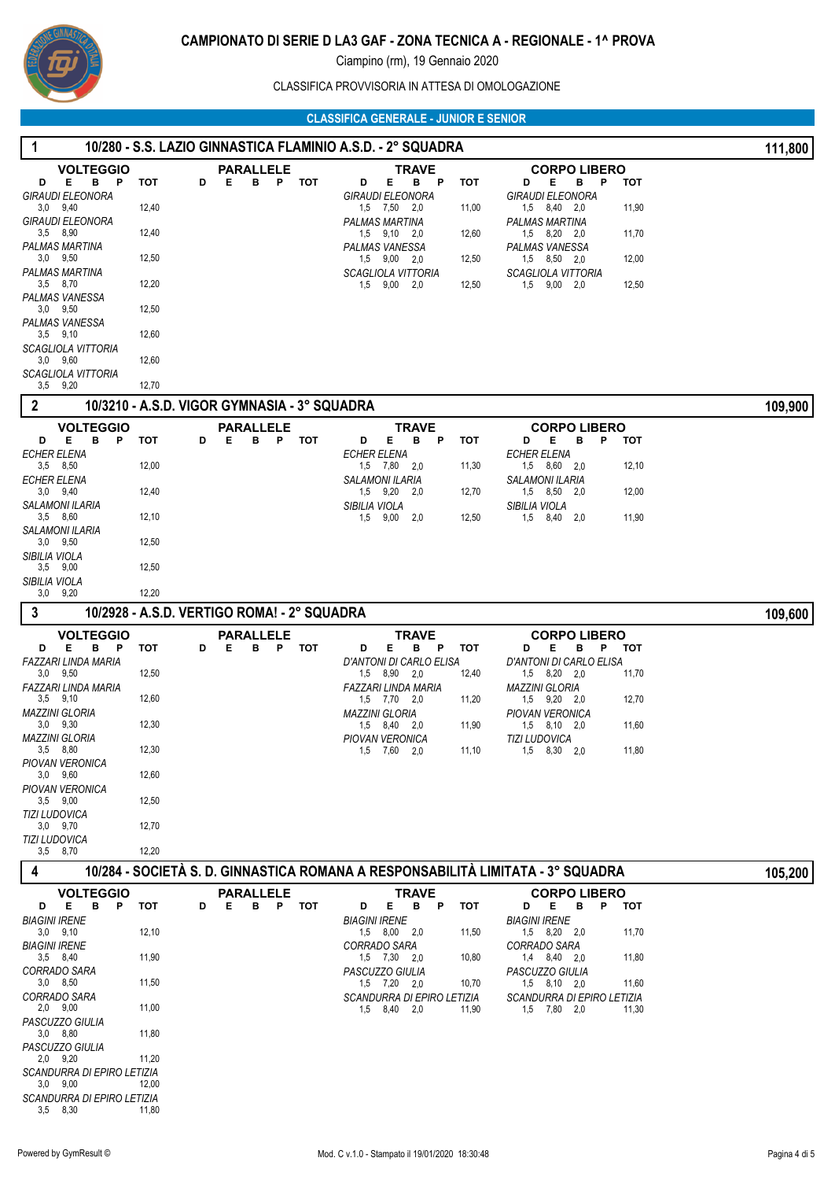# CAMPIONATO DI SERIE D LA3 GAF - ZONA TECNICA A - REGIONALE - 1^ PROVA

Ciampino (rm), 19 Gennaio 2020

CLASSIFICA PROVVISORIA IN ATTESA DI OMOLOGAZIONE

## CLASSIFICA GENERALE - JUNIOR E SENIOR

### 1 — 10/280 - S.S. LAZIO GINNASTICA FLAMINIO A.S.D. - 2° SQUADRA — 111,800

**VOLTEGGIO**

| Atleta | D | E | B | P | TOT |
|---|---|---|---|---|---|
| *GIRAUDI ELEONORA* | 3,0 | 9,40 | | | 12,40 |
| *GIRAUDI ELEONORA* | 3,5 | 8,90 | | | 12,40 |
| *PALMAS MARTINA* | 3,0 | 9,50 | | | 12,50 |
| *PALMAS MARTINA* | 3,5 | 8,70 | | | 12,20 |
| *PALMAS VANESSA* | 3,0 | 9,50 | | | 12,50 |
| *PALMAS VANESSA* | 3,5 | 9,10 | | | 12,60 |
| *SCAGLIOLA VITTORIA* | 3,0 | 9,60 | | | 12,60 |
| *SCAGLIOLA VITTORIA* | 3,5 | 9,20 | | | 12,70 |

**PARALLELE**

| Atleta | D | E | B | P | TOT |
|---|---|---|---|---|---|

**TRAVE**

| Atleta | D | E | B | P | TOT |
|---|---|---|---|---|---|
| *GIRAUDI ELEONORA* | 1,5 | 7,50 | 2,0 | | 11,00 |
| *PALMAS MARTINA* | 1,5 | 9,10 | 2,0 | | 12,60 |
| *PALMAS VANESSA* | 1,5 | 9,00 | 2,0 | | 12,50 |
| *SCAGLIOLA VITTORIA* | 1,5 | 9,00 | 2,0 | | 12,50 |

**CORPO LIBERO**

| Atleta | D | E | B | P | TOT |
|---|---|---|---|---|---|
| *GIRAUDI ELEONORA* | 1,5 | 8,40 | 2,0 | | 11,90 |
| *PALMAS MARTINA* | 1,5 | 8,20 | 2,0 | | 11,70 |
| *PALMAS VANESSA* | 1,5 | 8,50 | 2,0 | | 12,00 |
| *SCAGLIOLA VITTORIA* | 1,5 | 9,00 | 2,0 | | 12,50 |

### 2 — 10/3210 - A.S.D. VIGOR GYMNASIA - 3° SQUADRA — 109,900

**VOLTEGGIO**

| Atleta | D | E | B | P | TOT |
|---|---|---|---|---|---|
| *ECHER ELENA* | 3,5 | 8,50 | | | 12,00 |
| *ECHER ELENA* | 3,0 | 9,40 | | | 12,40 |
| *SALAMONI ILARIA* | 3,5 | 8,60 | | | 12,10 |
| *SALAMONI ILARIA* | 3,0 | 9,50 | | | 12,50 |
| *SIBILIA VIOLA* | 3,5 | 9,00 | | | 12,50 |
| *SIBILIA VIOLA* | 3,0 | 9,20 | | | 12,20 |

**PARALLELE**

| Atleta | D | E | B | P | TOT |
|---|---|---|---|---|---|

**TRAVE**

| Atleta | D | E | B | P | TOT |
|---|---|---|---|---|---|
| *ECHER ELENA* | 1,5 | 7,80 | 2,0 | | 11,30 |
| *SALAMONI ILARIA* | 1,5 | 9,20 | 2,0 | | 12,70 |
| *SIBILIA VIOLA* | 1,5 | 9,00 | 2,0 | | 12,50 |

**CORPO LIBERO**

| Atleta | D | E | B | P | TOT |
|---|---|---|---|---|---|
| *ECHER ELENA* | 1,5 | 8,60 | 2,0 | | 12,10 |
| *SALAMONI ILARIA* | 1,5 | 8,50 | 2,0 | | 12,00 |
| *SIBILIA VIOLA* | 1,5 | 8,40 | 2,0 | | 11,90 |

### 3 — 10/2928 - A.S.D. VERTIGO ROMA! - 2° SQUADRA — 109,600

**VOLTEGGIO**

| Atleta | D | E | B | P | TOT |
|---|---|---|---|---|---|
| *FAZZARI LINDA MARIA* | 3,0 | 9,50 | | | 12,50 |
| *FAZZARI LINDA MARIA* | 3,5 | 9,10 | | | 12,60 |
| *MAZZINI GLORIA* | 3,0 | 9,30 | | | 12,30 |
| *MAZZINI GLORIA* | 3,5 | 8,80 | | | 12,30 |
| *PIOVAN VERONICA* | 3,0 | 9,60 | | | 12,60 |
| *PIOVAN VERONICA* | 3,5 | 9,00 | | | 12,50 |
| *TIZI LUDOVICA* | 3,0 | 9,70 | | | 12,70 |
| *TIZI LUDOVICA* | 3,5 | 8,70 | | | 12,20 |

**PARALLELE**

| Atleta | D | E | B | P | TOT |
|---|---|---|---|---|---|

**TRAVE**

| Atleta | D | E | B | P | TOT |
|---|---|---|---|---|---|
| *D'ANTONI DI CARLO ELISA* | 1,5 | 8,90 | 2,0 | | 12,40 |
| *FAZZARI LINDA MARIA* | 1,5 | 7,70 | 2,0 | | 11,20 |
| *MAZZINI GLORIA* | 1,5 | 8,40 | 2,0 | | 11,90 |
| *PIOVAN VERONICA* | 1,5 | 7,60 | 2,0 | | 11,10 |

**CORPO LIBERO**

| Atleta | D | E | B | P | TOT |
|---|---|---|---|---|---|
| *D'ANTONI DI CARLO ELISA* | 1,5 | 8,20 | 2,0 | | 11,70 |
| *MAZZINI GLORIA* | 1,5 | 9,20 | 2,0 | | 12,70 |
| *PIOVAN VERONICA* | 1,5 | 8,10 | 2,0 | | 11,60 |
| *TIZI LUDOVICA* | 1,5 | 8,30 | 2,0 | | 11,80 |

### 4 — 10/284 - SOCIETÀ S. D. GINNASTICA ROMANA A RESPONSABILITÀ LIMITATA - 3° SQUADRA — 105,200

**VOLTEGGIO**

| Atleta | D | E | B | P | TOT |
|---|---|---|---|---|---|
| *BIAGINI IRENE* | 3,0 | 9,10 | | | 12,10 |
| *BIAGINI IRENE* | 3,5 | 8,40 | | | 11,90 |
| *CORRADO SARA* | 3,0 | 8,50 | | | 11,50 |
| *CORRADO SARA* | 2,0 | 9,00 | | | 11,00 |
| *PASCUZZO GIULIA* | 3,0 | 8,80 | | | 11,80 |
| *PASCUZZO GIULIA* | 2,0 | 9,20 | | | 11,20 |
| *SCANDURRA DI EPIRO LETIZIA* | 3,0 | 9,00 | | | 12,00 |
| *SCANDURRA DI EPIRO LETIZIA* | 3,5 | 8,30 | | | 11,80 |

**PARALLELE**

| Atleta | D | E | B | P | TOT |
|---|---|---|---|---|---|

**TRAVE**

| Atleta | D | E | B | P | TOT |
|---|---|---|---|---|---|
| *BIAGINI IRENE* | 1,5 | 8,00 | 2,0 | | 11,50 |
| *CORRADO SARA* | 1,5 | 7,30 | 2,0 | | 10,80 |
| *PASCUZZO GIULIA* | 1,5 | 7,20 | 2,0 | | 10,70 |
| *SCANDURRA DI EPIRO LETIZIA* | 1,5 | 8,40 | 2,0 | | 11,90 |

**CORPO LIBERO**

| Atleta | D | E | B | P | TOT |
|---|---|---|---|---|---|
| *BIAGINI IRENE* | 1,5 | 8,20 | 2,0 | | 11,70 |
| *CORRADO SARA* | 1,4 | 8,40 | 2,0 | | 11,80 |
| *PASCUZZO GIULIA* | 1,5 | 8,10 | 2,0 | | 11,60 |
| *SCANDURRA DI EPIRO LETIZIA* | 1,5 | 7,80 | 2,0 | | 11,30 |

Powered by GymResult © — Mod. C v.1.0 - Stampato il 19/01/2020 18:30:48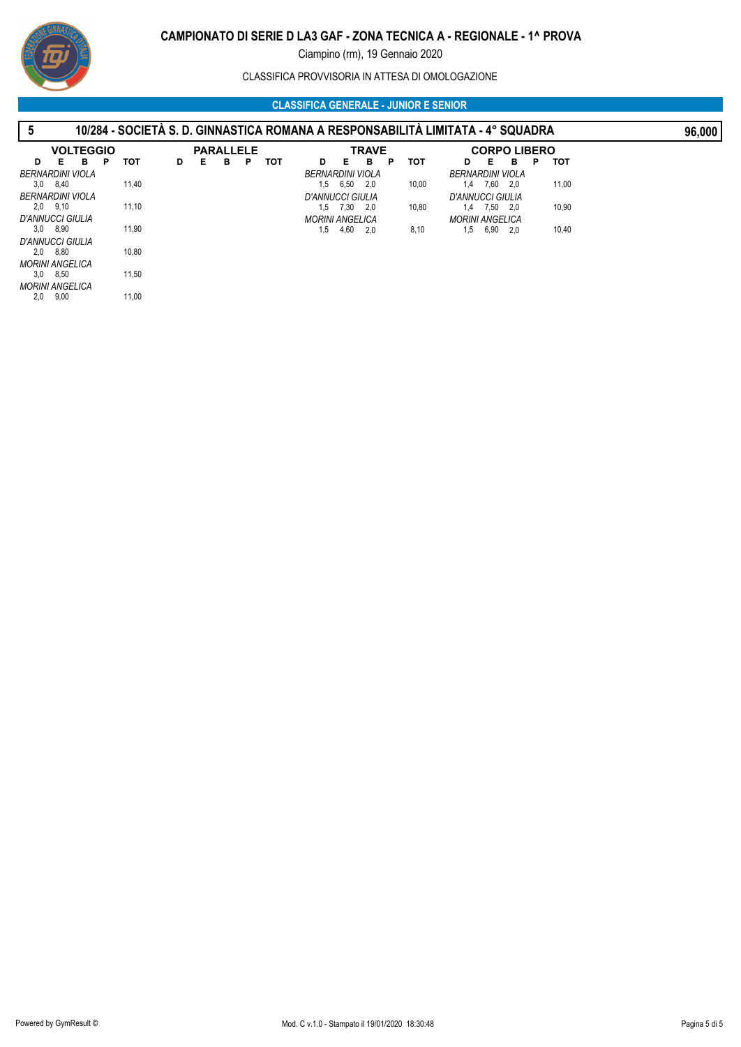**CAMPIONATO DI SERIE D LA3 GAF - ZONA TECNICA A - REGIONALE - 1^ PROVA**

Ciampino (rm), 19 Gennaio 2020

CLASSIFICA PROVVISORIA IN ATTESA DI OMOLOGAZIONE

**CLASSIFICA GENERALE - JUNIOR E SENIOR**

## 5 10/284 - SOCIETÀ S. D. GINNASTICA ROMANA A RESPONSABILITÀ LIMITATA - 4° SQUADRA — 96,000

**VOLTEGGIO**

| Ginnasta | D | E | B | P | TOT |
|---|---|---|---|---|---|
| *BERNARDINI VIOLA* | 3,0 | 8,40 | | | 11,40 |
| *BERNARDINI VIOLA* | 2,0 | 9,10 | | | 11,10 |
| *D'ANNUCCI GIULIA* | 3,0 | 8,90 | | | 11,90 |
| *D'ANNUCCI GIULIA* | 2,0 | 8,80 | | | 10,80 |
| *MORINI ANGELICA* | 3,0 | 8,50 | | | 11,50 |
| *MORINI ANGELICA* | 2,0 | 9,00 | | | 11,00 |

**PARALLELE**

| Ginnasta | D | E | B | P | TOT |
|---|---|---|---|---|---|

**TRAVE**

| Ginnasta | D | E | B | P | TOT |
|---|---|---|---|---|---|
| *BERNARDINI VIOLA* | 1,5 | 6,50 | 2,0 | | 10,00 |
| *D'ANNUCCI GIULIA* | 1,5 | 7,30 | 2,0 | | 10,80 |
| *MORINI ANGELICA* | 1,5 | 4,60 | 2,0 | | 8,10 |

**CORPO LIBERO**

| Ginnasta | D | E | B | P | TOT |
|---|---|---|---|---|---|
| *BERNARDINI VIOLA* | 1,4 | 7,60 | 2,0 | | 11,00 |
| *D'ANNUCCI GIULIA* | 1,4 | 7,50 | 2,0 | | 10,90 |
| *MORINI ANGELICA* | 1,5 | 6,90 | 2,0 | | 10,40 |

Powered by GymResult © Mod. C v.1.0 - Stampato il 19/01/2020 18:30:48